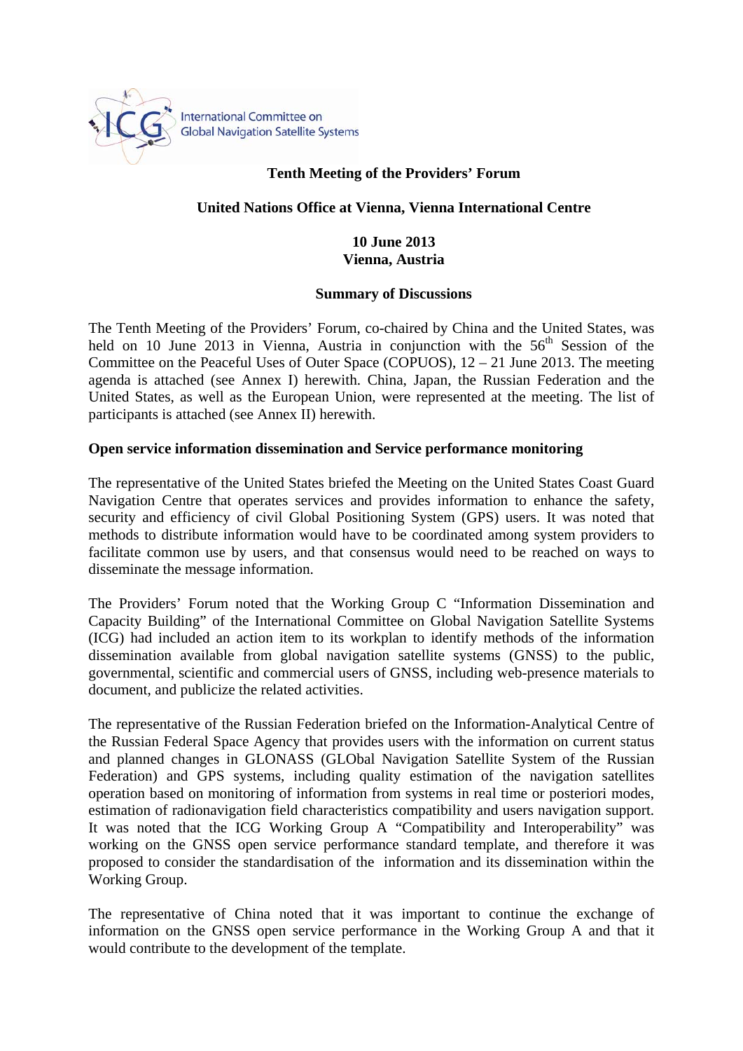International Committee on Global Navigation Satellite Systems

**Tenth Meeting of the Providers' Forum**

**United Nations Office at Vienna, Vienna International Centre**

**10 June 2013**
**Vienna, Austria**

**Summary of Discussions**

The Tenth Meeting of the Providers' Forum, co-chaired by China and the United States, was held on 10 June 2013 in Vienna, Austria in conjunction with the 56th Session of the Committee on the Peaceful Uses of Outer Space (COPUOS), 12 – 21 June 2013. The meeting agenda is attached (see Annex I) herewith. China, Japan, the Russian Federation and the United States, as well as the European Union, were represented at the meeting. The list of participants is attached (see Annex II) herewith.

**Open service information dissemination and Service performance monitoring**

The representative of the United States briefed the Meeting on the United States Coast Guard Navigation Centre that operates services and provides information to enhance the safety, security and efficiency of civil Global Positioning System (GPS) users. It was noted that methods to distribute information would have to be coordinated among system providers to facilitate common use by users, and that consensus would need to be reached on ways to disseminate the message information.

The Providers' Forum noted that the Working Group C "Information Dissemination and Capacity Building" of the International Committee on Global Navigation Satellite Systems (ICG) had included an action item to its workplan to identify methods of the information dissemination available from global navigation satellite systems (GNSS) to the public, governmental, scientific and commercial users of GNSS, including web-presence materials to document, and publicize the related activities.

The representative of the Russian Federation briefed on the Information-Analytical Centre of the Russian Federal Space Agency that provides users with the information on current status and planned changes in GLONASS (GLObal Navigation Satellite System of the Russian Federation) and GPS systems, including quality estimation of the navigation satellites operation based on monitoring of information from systems in real time or posteriori modes, estimation of radionavigation field characteristics compatibility and users navigation support. It was noted that the ICG Working Group A "Compatibility and Interoperability" was working on the GNSS open service performance standard template, and therefore it was proposed to consider the standardisation of the information and its dissemination within the Working Group.

The representative of China noted that it was important to continue the exchange of information on the GNSS open service performance in the Working Group A and that it would contribute to the development of the template.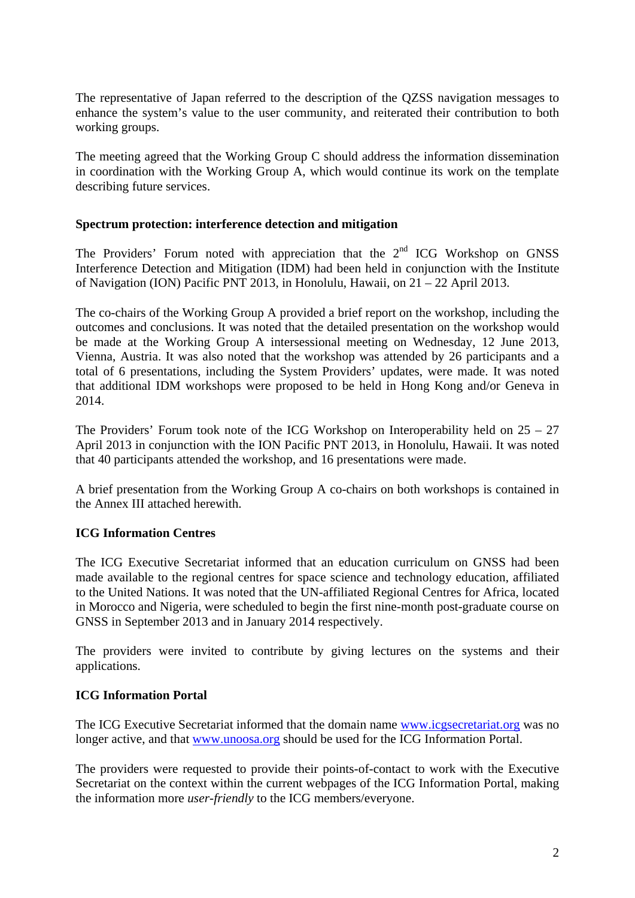The representative of Japan referred to the description of the QZSS navigation messages to enhance the system's value to the user community, and reiterated their contribution to both working groups.

The meeting agreed that the Working Group C should address the information dissemination in coordination with the Working Group A, which would continue its work on the template describing future services.

**Spectrum protection: interference detection and mitigation**

The Providers' Forum noted with appreciation that the 2nd ICG Workshop on GNSS Interference Detection and Mitigation (IDM) had been held in conjunction with the Institute of Navigation (ION) Pacific PNT 2013, in Honolulu, Hawaii, on 21 – 22 April 2013.

The co-chairs of the Working Group A provided a brief report on the workshop, including the outcomes and conclusions. It was noted that the detailed presentation on the workshop would be made at the Working Group A intersessional meeting on Wednesday, 12 June 2013, Vienna, Austria. It was also noted that the workshop was attended by 26 participants and a total of 6 presentations, including the System Providers' updates, were made. It was noted that additional IDM workshops were proposed to be held in Hong Kong and/or Geneva in 2014.

The Providers' Forum took note of the ICG Workshop on Interoperability held on 25 – 27 April 2013 in conjunction with the ION Pacific PNT 2013, in Honolulu, Hawaii. It was noted that 40 participants attended the workshop, and 16 presentations were made.

A brief presentation from the Working Group A co-chairs on both workshops is contained in the Annex III attached herewith.

**ICG Information Centres**

The ICG Executive Secretariat informed that an education curriculum on GNSS had been made available to the regional centres for space science and technology education, affiliated to the United Nations. It was noted that the UN-affiliated Regional Centres for Africa, located in Morocco and Nigeria, were scheduled to begin the first nine-month post-graduate course on GNSS in September 2013 and in January 2014 respectively.

The providers were invited to contribute by giving lectures on the systems and their applications.

**ICG Information Portal**

The ICG Executive Secretariat informed that the domain name www.icgsecretariat.org was no longer active, and that www.unoosa.org should be used for the ICG Information Portal.

The providers were requested to provide their points-of-contact to work with the Executive Secretariat on the context within the current webpages of the ICG Information Portal, making the information more *user-friendly* to the ICG members/everyone.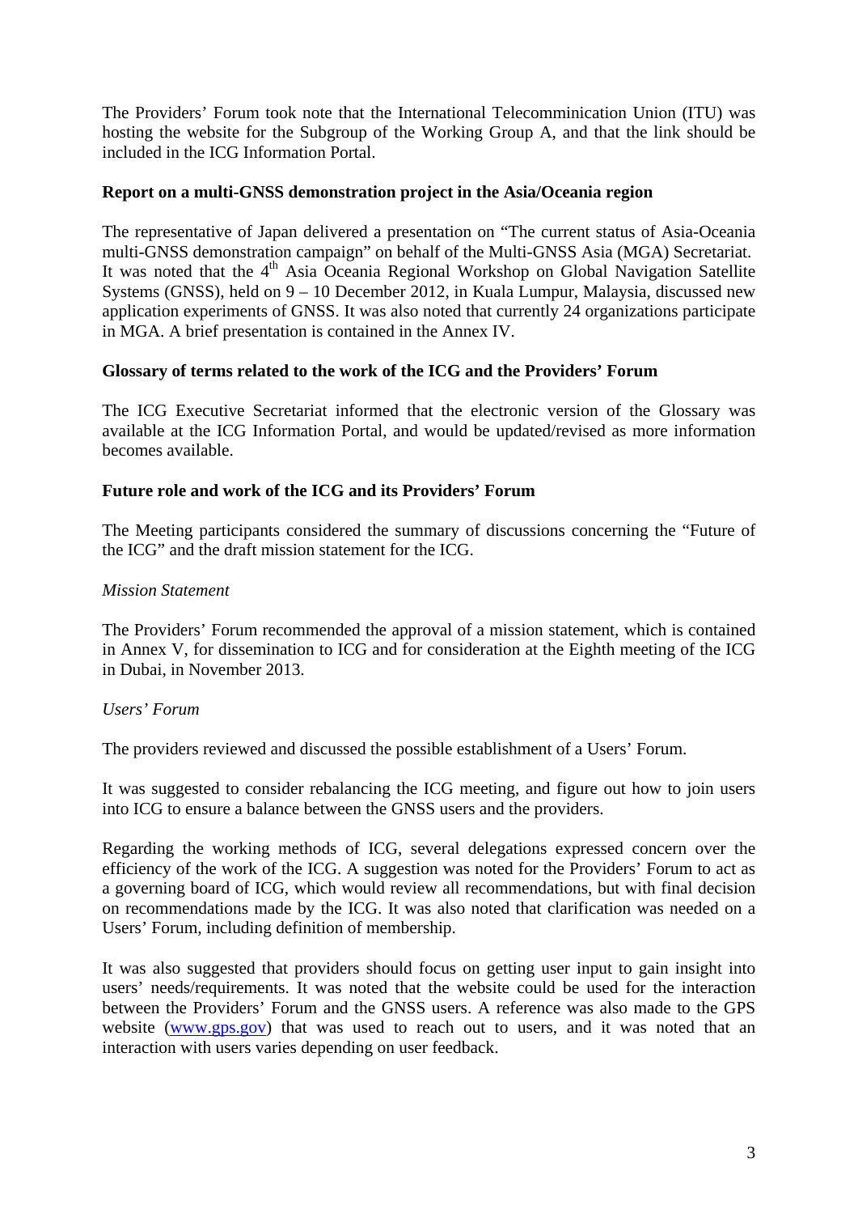The Providers' Forum took note that the International Telecomminication Union (ITU) was hosting the website for the Subgroup of the Working Group A, and that the link should be included in the ICG Information Portal.

**Report on a multi-GNSS demonstration project in the Asia/Oceania region**

The representative of Japan delivered a presentation on "The current status of Asia-Oceania multi-GNSS demonstration campaign" on behalf of the Multi-GNSS Asia (MGA) Secretariat. It was noted that the 4th Asia Oceania Regional Workshop on Global Navigation Satellite Systems (GNSS), held on 9 – 10 December 2012, in Kuala Lumpur, Malaysia, discussed new application experiments of GNSS. It was also noted that currently 24 organizations participate in MGA. A brief presentation is contained in the Annex IV.

**Glossary of terms related to the work of the ICG and the Providers' Forum**

The ICG Executive Secretariat informed that the electronic version of the Glossary was available at the ICG Information Portal, and would be updated/revised as more information becomes available.

**Future role and work of the ICG and its Providers' Forum**

The Meeting participants considered the summary of discussions concerning the "Future of the ICG" and the draft mission statement for the ICG.

*Mission Statement*

The Providers' Forum recommended the approval of a mission statement, which is contained in Annex V, for dissemination to ICG and for consideration at the Eighth meeting of the ICG in Dubai, in November 2013.

*Users' Forum*

The providers reviewed and discussed the possible establishment of a Users' Forum.

It was suggested to consider rebalancing the ICG meeting, and figure out how to join users into ICG to ensure a balance between the GNSS users and the providers.

Regarding the working methods of ICG, several delegations expressed concern over the efficiency of the work of the ICG. A suggestion was noted for the Providers' Forum to act as a governing board of ICG, which would review all recommendations, but with final decision on recommendations made by the ICG. It was also noted that clarification was needed on a Users' Forum, including definition of membership.

It was also suggested that providers should focus on getting user input to gain insight into users' needs/requirements. It was noted that the website could be used for the interaction between the Providers' Forum and the GNSS users. A reference was also made to the GPS website (www.gps.gov) that was used to reach out to users, and it was noted that an interaction with users varies depending on user feedback.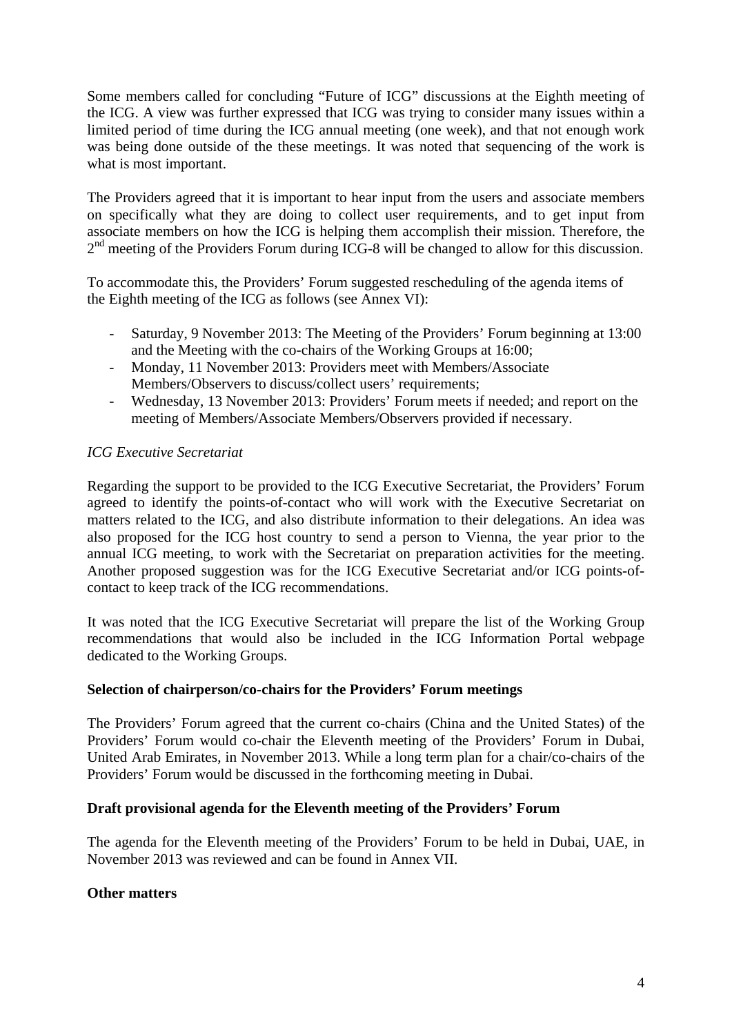Some members called for concluding "Future of ICG" discussions at the Eighth meeting of the ICG. A view was further expressed that ICG was trying to consider many issues within a limited period of time during the ICG annual meeting (one week), and that not enough work was being done outside of the these meetings. It was noted that sequencing of the work is what is most important.

The Providers agreed that it is important to hear input from the users and associate members on specifically what they are doing to collect user requirements, and to get input from associate members on how the ICG is helping them accomplish their mission. Therefore, the 2nd meeting of the Providers Forum during ICG-8 will be changed to allow for this discussion.

To accommodate this, the Providers' Forum suggested rescheduling of the agenda items of the Eighth meeting of the ICG as follows (see Annex VI):

- Saturday, 9 November 2013: The Meeting of the Providers' Forum beginning at 13:00 and the Meeting with the co-chairs of the Working Groups at 16:00;
- Monday, 11 November 2013: Providers meet with Members/Associate Members/Observers to discuss/collect users' requirements;
- Wednesday, 13 November 2013: Providers' Forum meets if needed; and report on the meeting of Members/Associate Members/Observers provided if necessary.

*ICG Executive Secretariat*

Regarding the support to be provided to the ICG Executive Secretariat, the Providers' Forum agreed to identify the points-of-contact who will work with the Executive Secretariat on matters related to the ICG, and also distribute information to their delegations. An idea was also proposed for the ICG host country to send a person to Vienna, the year prior to the annual ICG meeting, to work with the Secretariat on preparation activities for the meeting. Another proposed suggestion was for the ICG Executive Secretariat and/or ICG points-of-contact to keep track of the ICG recommendations.

It was noted that the ICG Executive Secretariat will prepare the list of the Working Group recommendations that would also be included in the ICG Information Portal webpage dedicated to the Working Groups.

**Selection of chairperson/co-chairs for the Providers' Forum meetings**

The Providers' Forum agreed that the current co-chairs (China and the United States) of the Providers' Forum would co-chair the Eleventh meeting of the Providers' Forum in Dubai, United Arab Emirates, in November 2013. While a long term plan for a chair/co-chairs of the Providers' Forum would be discussed in the forthcoming meeting in Dubai.

**Draft provisional agenda for the Eleventh meeting of the Providers' Forum**

The agenda for the Eleventh meeting of the Providers' Forum to be held in Dubai, UAE, in November 2013 was reviewed and can be found in Annex VII.

**Other matters**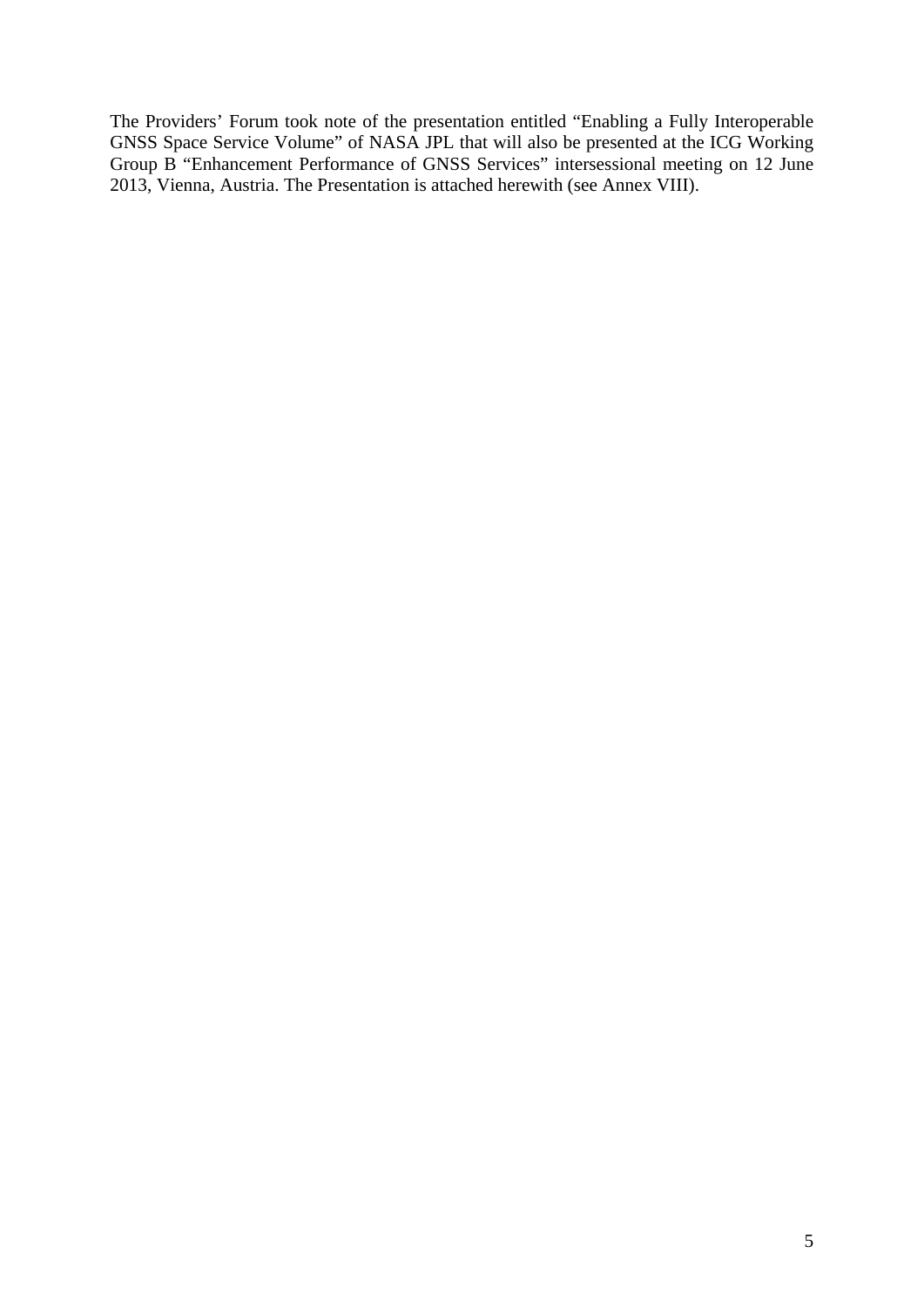The Providers' Forum took note of the presentation entitled "Enabling a Fully Interoperable GNSS Space Service Volume" of NASA JPL that will also be presented at the ICG Working Group B "Enhancement Performance of GNSS Services" intersessional meeting on 12 June 2013, Vienna, Austria. The Presentation is attached herewith (see Annex VIII).